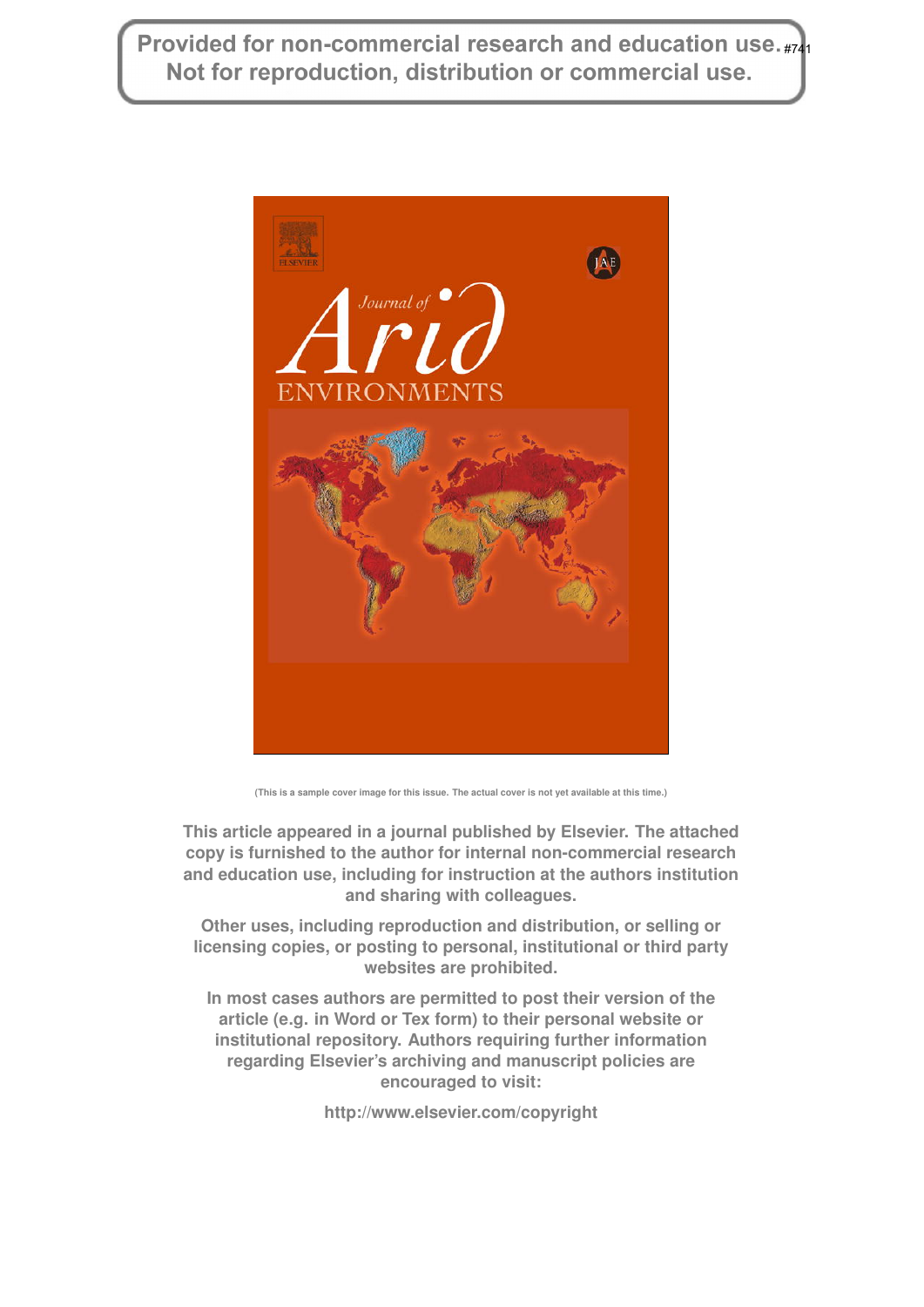Provided for non-commercial research and education use.
Not for reproduction, distribution or commercial use.

(This is a sample cover image for this issue. The actual cover is not yet available at this time.)

This article appeared in a journal published by Elsevier. The attached copy is furnished to the author for internal non-commercial research and education use, including for instruction at the authors institution and sharing with colleagues.

Other uses, including reproduction and distribution, or selling or licensing copies, or posting to personal, institutional or third party websites are prohibited.

In most cases authors are permitted to post their version of the article (e.g. in Word or Tex form) to their personal website or institutional repository. Authors requiring further information regarding Elsevier's archiving and manuscript policies are encouraged to visit:

http://www.elsevier.com/copyright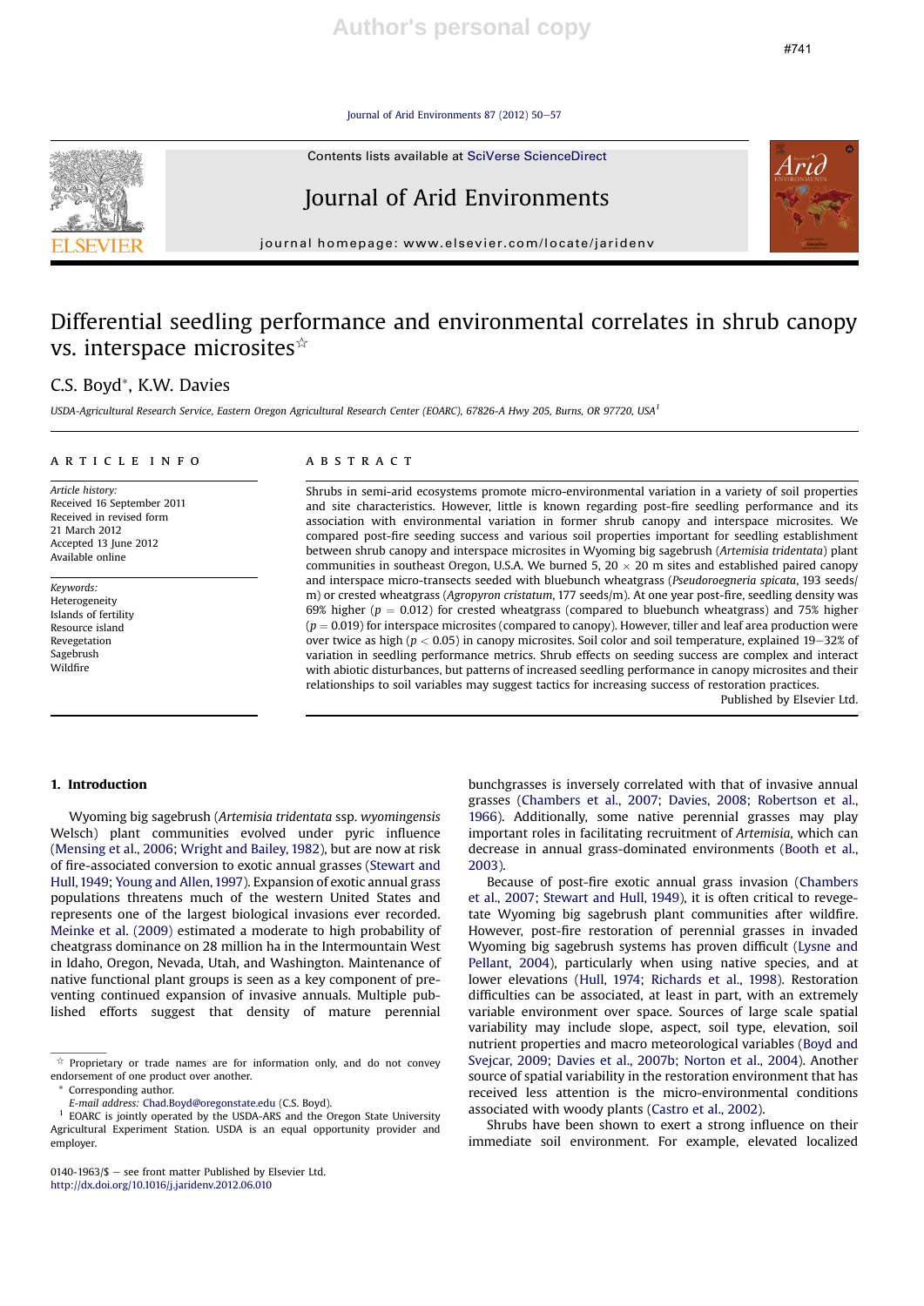Author's personal copy

#741

Journal of Arid Environments 87 (2012) 50–57

Contents lists available at SciVerse ScienceDirect

# Journal of Arid Environments

journal homepage: www.elsevier.com/locate/jaridenv

# Differential seedling performance and environmental correlates in shrub canopy vs. interspace microsites☆

C.S. Boyd*, K.W. Davies

*USDA-Agricultural Research Service, Eastern Oregon Agricultural Research Center (EOARC), 67826-A Hwy 205, Burns, OR 97720, USA*[1]

## ARTICLE INFO

*Article history:*
Received 16 September 2011
Received in revised form
21 March 2012
Accepted 13 June 2012
Available online

*Keywords:*
Heterogeneity
Islands of fertility
Resource island
Revegetation
Sagebrush
Wildfire

## ABSTRACT

Shrubs in semi-arid ecosystems promote micro-environmental variation in a variety of soil properties and site characteristics. However, little is known regarding post-fire seedling performance and its association with environmental variation in former shrub canopy and interspace microsites. We compared post-fire seeding success and various soil properties important for seedling establishment between shrub canopy and interspace microsites in Wyoming big sagebrush (*Artemisia tridentata*) plant communities in southeast Oregon, U.S.A. We burned 5, 20 × 20 m sites and established paired canopy and interspace micro-transects seeded with bluebunch wheatgrass (*Pseudoroegneria spicata*, 193 seeds/m) or crested wheatgrass (*Agropyron cristatum*, 177 seeds/m). At one year post-fire, seedling density was 69% higher ($p = 0.012$) for crested wheatgrass (compared to bluebunch wheatgrass) and 75% higher ($p = 0.019$) for interspace microsites (compared to canopy). However, tiller and leaf area production were over twice as high ($p < 0.05$) in canopy microsites. Soil color and soil temperature, explained 19–32% of variation in seedling performance metrics. Shrub effects on seeding success are complex and interact with abiotic disturbances, but patterns of increased seedling performance in canopy microsites and their relationships to soil variables may suggest tactics for increasing success of restoration practices.

Published by Elsevier Ltd.

## 1. Introduction

Wyoming big sagebrush (*Artemisia tridentata* ssp. *wyomingensis* Welsch) plant communities evolved under pyric influence (Mensing et al., 2006; Wright and Bailey, 1982), but are now at risk of fire-associated conversion to exotic annual grasses (Stewart and Hull, 1949; Young and Allen, 1997). Expansion of exotic annual grass populations threatens much of the western United States and represents one of the largest biological invasions ever recorded. Meinke et al. (2009) estimated a moderate to high probability of cheatgrass dominance on 28 million ha in the Intermountain West in Idaho, Oregon, Nevada, Utah, and Washington. Maintenance of native functional plant groups is seen as a key component of preventing continued expansion of invasive annuals. Multiple published efforts suggest that density of mature perennial bunchgrasses is inversely correlated with that of invasive annual grasses (Chambers et al., 2007; Davies, 2008; Robertson et al., 1966). Additionally, some native perennial grasses may play important roles in facilitating recruitment of *Artemisia*, which can decrease in annual grass-dominated environments (Booth et al., 2003).

Because of post-fire exotic annual grass invasion (Chambers et al., 2007; Stewart and Hull, 1949), it is often critical to revegetate Wyoming big sagebrush plant communities after wildfire. However, post-fire restoration of perennial grasses in invaded Wyoming big sagebrush systems has proven difficult (Lysne and Pellant, 2004), particularly when using native species, and at lower elevations (Hull, 1974; Richards et al., 1998). Restoration difficulties can be associated, at least in part, with an extremely variable environment over space. Sources of large scale spatial variability in may include slope, aspect, soil type, elevation, soil nutrient properties and macro meteorological variables (Boyd and Svejcar, 2009; Davies et al., 2007b; Norton et al., 2004). Another source of spatial variability in the restoration environment that has received less attention is the micro-environmental conditions associated with woody plants (Castro et al., 2002).

Shrubs have been shown to exert a strong influence on their immediate soil environment. For example, elevated localized

☆ Proprietary or trade names are for information only, and do not convey endorsement of one product over another.

\* Corresponding author.
*E-mail address:* Chad.Boyd@oregonstate.edu (C.S. Boyd).

[1] EOARC is jointly operated by the USDA-ARS and the Oregon State University Agricultural Experiment Station. USDA is an equal opportunity provider and employer.

0140-1963/$ – see front matter Published by Elsevier Ltd.
http://dx.doi.org/10.1016/j.jaridenv.2012.06.010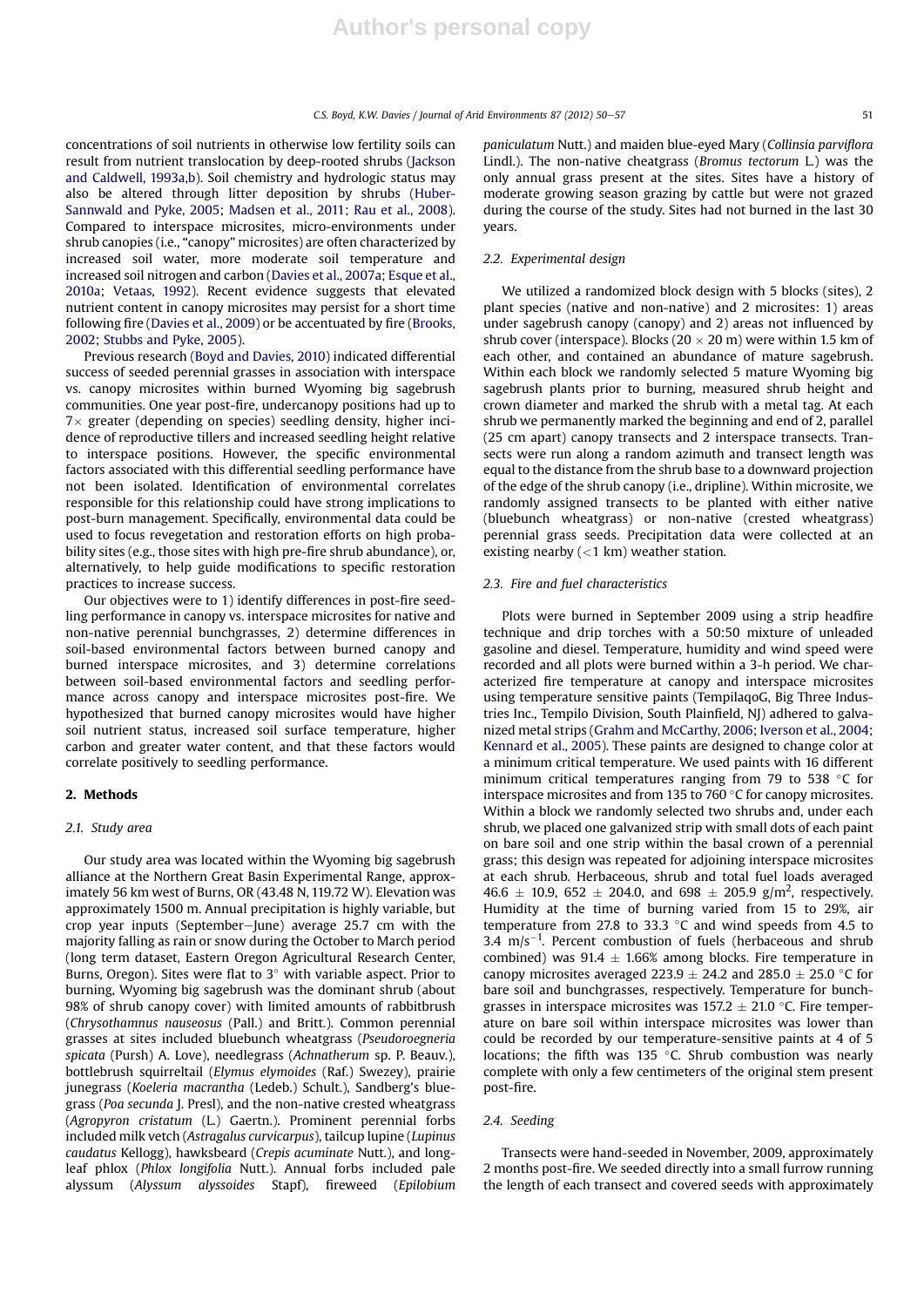concentrations of soil nutrients in otherwise low fertility soils can result from nutrient translocation by deep-rooted shrubs (Jackson and Caldwell, 1993a,b). Soil chemistry and hydrologic status may also be altered through litter deposition by shrubs (Huber-Sannwald and Pyke, 2005; Madsen et al., 2011; Rau et al., 2008). Compared to interspace microsites, micro-environments under shrub canopies (i.e., "canopy" microsites) are often characterized by increased soil water, more moderate soil temperature and increased soil nitrogen and carbon (Davies et al., 2007a; Esque et al., 2010a; Vetaas, 1992). Recent evidence suggests that elevated nutrient content in canopy microsites may persist for a short time following fire (Davies et al., 2009) or be accentuated by fire (Brooks, 2002; Stubbs and Pyke, 2005).

Previous research (Boyd and Davies, 2010) indicated differential success of seeded perennial grasses in association with interspace vs. canopy microsites within burned Wyoming big sagebrush communities. One year post-fire, undercanopy positions had up to 7× greater (depending on species) seedling density, higher incidence of reproductive tillers and increased seedling height relative to interspace positions. However, the specific environmental factors associated with this differential seedling performance have not been isolated. Identification of environmental correlates responsible for this relationship could have strong implications to post-burn management. Specifically, environmental data could be used to focus revegetation and restoration efforts on high probability sites (e.g., those sites with high pre-fire shrub abundance), or, alternatively, to help guide modifications to specific restoration practices to increase success.

Our objectives were to 1) identify differences in post-fire seedling performance in canopy vs. interspace microsites for native and non-native perennial bunchgrasses, 2) determine differences in soil-based environmental factors between burned canopy and burned interspace microsites, and 3) determine correlations between soil-based environmental factors and seedling performance across canopy and interspace microsites post-fire. We hypothesized that burned canopy microsites would have higher soil nutrient status, increased soil surface temperature, higher carbon and greater water content, and that these factors would correlate positively to seedling performance.

## 2. Methods

### 2.1. Study area

Our study area was located within the Wyoming big sagebrush alliance at the Northern Great Basin Experimental Range, approximately 56 km west of Burns, OR (43.48 N, 119.72 W). Elevation was approximately 1500 m. Annual precipitation is highly variable, but crop year inputs (September–June) average 25.7 cm with the majority falling as rain or snow during the October to March period (long term dataset, Eastern Oregon Agricultural Research Center, Burns, Oregon). Sites were flat to 3° with variable aspect. Prior to burning, Wyoming big sagebrush was the dominant shrub (about 98% of shrub canopy cover) with limited amounts of rabbitbrush (*Chrysothamnus nauseosus* (Pall.) and Britt.). Common perennial grasses at sites included bluebunch wheatgrass (*Pseudoroegneria spicata* (Pursh) A. Love), needlegrass (*Achnatherum* sp. P. Beauv.), bottlebrush squirreltail (*Elymus elymoides* (Raf.) Swezey), prairie junegrass (*Koeleria macrantha* (Ledeb.) Schult.), Sandberg's bluegrass (*Poa secunda* J. Presl), and the non-native crested wheatgrass (*Agropyron cristatum* (L.) Gaertn.). Prominent perennial forbs included milk vetch (*Astragalus curvicarpus*), tailcup lupine (*Lupinus caudatus* Kellogg), hawksbeard (*Crepis acuminate* Nutt.), and long-leaf phlox (*Phlox longifolia* Nutt.). Annual forbs included pale alyssum (*Alyssum alyssoides* Stapf), fireweed (*Epilobium paniculatum* Nutt.) and maiden blue-eyed Mary (*Collinsia parviflora* Lindl.). The non-native cheatgrass (*Bromus tectorum* L.) was the only annual grass present at the sites. Sites have a history of moderate growing season grazing by cattle but were not grazed during the course of the study. Sites had not burned in the last 30 years.

### 2.2. Experimental design

We utilized a randomized block design with 5 blocks (sites), 2 plant species (native and non-native) and 2 microsites: 1) areas under sagebrush canopy (canopy) and 2) areas not influenced by shrub cover (interspace). Blocks (20 × 20 m) were within 1.5 km of each other, and contained an abundance of mature sagebrush. Within each block we randomly selected 5 mature Wyoming big sagebrush plants prior to burning, measured shrub height and crown diameter and marked the shrub with a metal tag. At each shrub we permanently marked the beginning and end of 2, parallel (25 cm apart) canopy transects and 2 interspace transects. Transects were run along a random azimuth and transect length was equal to the distance from the shrub base to a downward projection of the edge of the shrub canopy (i.e., dripline). Within microsite, we randomly assigned transects to be planted with either native (bluebunch wheatgrass) or non-native (crested wheatgrass) perennial grass seeds. Precipitation data were collected at an existing nearby (<1 km) weather station.

### 2.3. Fire and fuel characteristics

Plots were burned in September 2009 using a strip headfire technique and drip torches with a 50:50 mixture of unleaded gasoline and diesel. Temperature, humidity and wind speed were recorded and all plots were burned within a 3-h period. We characterized fire temperature at canopy and interspace microsites using temperature sensitive paints (TempilaqoG, Big Three Industries Inc., Tempilo Division, South Plainfield, NJ) adhered to galvanized metal strips (Grahm and McCarthy, 2006; Iverson et al., 2004; Kennard et al., 2005). These paints are designed to change color at a minimum critical temperature. We used paints with 16 different minimum critical temperatures ranging from 79 to 538 °C for interspace microsites and from 135 to 760 °C for canopy microsites. Within a block we randomly selected two shrubs and, under each shrub, we placed one galvanized strip with small dots of each paint on bare soil and one strip within the basal crown of a perennial grass; this design was repeated for adjoining interspace microsites at each shrub. Herbaceous, shrub and total fuel loads averaged 46.6 ± 10.9, 652 ± 204.0, and 698 ± 205.9 g/m$^2$, respectively. Humidity at the time of burning varied from 15 to 29%, air temperature from 27.8 to 33.3 °C and wind speeds from 4.5 to 3.4 m/s$^{-1}$. Percent combustion of fuels (herbaceous and shrub combined) was 91.4 ± 1.66% among blocks. Fire temperature in canopy microsites averaged 223.9 ± 24.2 and 285.0 ± 25.0 °C for bare soil and bunchgrasses, respectively. Temperature for bunchgrasses in interspace microsites was 157.2 ± 21.0 °C. Fire temperature on bare soil within interspace microsites was lower than could be recorded by our temperature-sensitive paints at 4 of 5 locations; the fifth was 135 °C. Shrub combustion was nearly complete with only a few centimeters of the original stem present post-fire.

### 2.4. Seeding

Transects were hand-seeded in November, 2009, approximately 2 months post-fire. We seeded directly into a small furrow running the length of each transect and covered seeds with approximately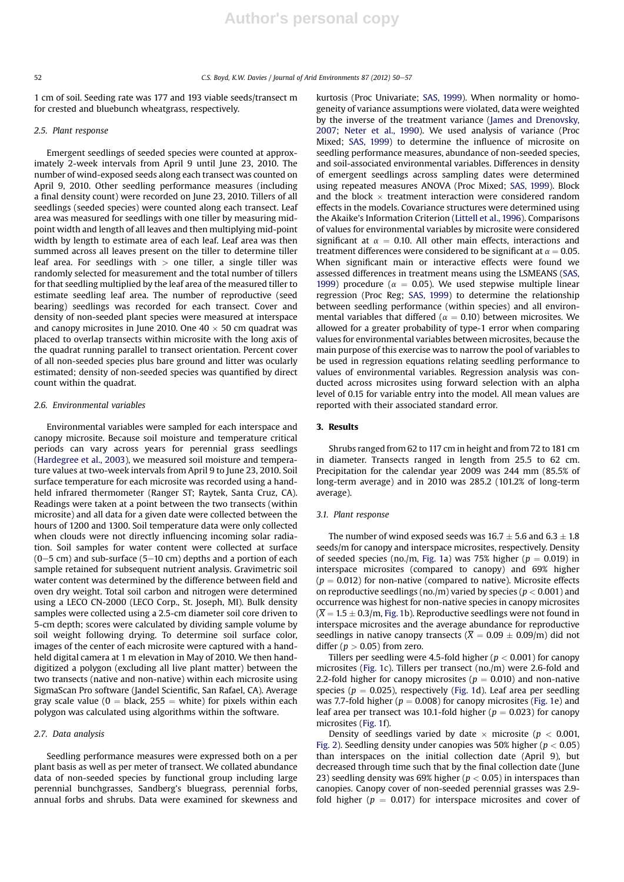1 cm of soil. Seeding rate was 177 and 193 viable seeds/transect m for crested and bluebunch wheatgrass, respectively.

### 2.5. Plant response

Emergent seedlings of seeded species were counted at approximately 2-week intervals from April 9 until June 23, 2010. The number of wind-exposed seeds along each transect was counted on April 9, 2010. Other seedling performance measures (including a final density count) were recorded on June 23, 2010. Tillers of all seedlings (seeded species) were counted along each transect. Leaf area was measured for seedlings with one tiller by measuring mid-point width and length of all leaves and then multiplying mid-point width by length to estimate area of each leaf. Leaf area was then summed across all leaves present on the tiller to determine tiller leaf area. For seedlings with > one tiller, a single tiller was randomly selected for measurement and the total number of tillers for that seedling multiplied by the leaf area of the measured tiller to estimate seedling leaf area. The number of reproductive (seed bearing) seedlings was recorded for each transect. Cover and density of non-seeded plant species were measured at interspace and canopy microsites in June 2010. One 40 × 50 cm quadrat was placed to overlap transects within microsite with the long axis of the quadrat running parallel to transect orientation. Percent cover of all non-seeded species plus bare ground and litter was ocularly estimated; density of non-seeded species was quantified by direct count within the quadrat.

### 2.6. Environmental variables

Environmental variables were sampled for each interspace and canopy microsite. Because soil moisture and temperature critical periods can vary across years for perennial grass seedlings (Hardegree et al., 2003), we measured soil moisture and temperature values at two-week intervals from April 9 to June 23, 2010. Soil surface temperature for each microsite was recorded using a handheld infrared thermometer (Ranger ST; Raytek, Santa Cruz, CA). Readings were taken at a point between the two transects (within microsite) and all data for a given date were collected between the hours of 1200 and 1300. Soil temperature data were only collected when clouds were not directly influencing incoming solar radiation. Soil samples for water content were collected at surface (0–5 cm) and sub-surface (5–10 cm) depths and a portion of each sample retained for subsequent nutrient analysis. Gravimetric soil water content was determined by the difference between field and oven dry weight. Total soil carbon and nitrogen were determined using a LECO CN-2000 (LECO Corp., St. Joseph, MI). Bulk density samples were collected using a 2.5-cm diameter soil core driven to 5-cm depth; scores were calculated by dividing sample volume by soil weight following drying. To determine soil surface color, images of the center of each microsite were captured with a handheld digital camera at 1 m elevation in May of 2010. We then hand-digitized a polygon (excluding all live plant matter) between the two transects (native and non-native) within each microsite using SigmaScan Pro software (Jandel Scientific, San Rafael, CA). Average gray scale value (0 = black, 255 = white) for pixels within each polygon was calculated using algorithms within the software.

### 2.7. Data analysis

Seedling performance measures were expressed both on a per plant basis as well as per meter of transect. We collated abundance data of non-seeded species by functional group including large perennial bunchgrasses, Sandberg's bluegrass, perennial forbs, annual forbs and shrubs. Data were examined for skewness and kurtosis (Proc Univariate; SAS, 1999). When normality or homogeneity of variance assumptions were violated, data were weighted by the inverse of the treatment variance (James and Drenovsky, 2007; Neter et al., 1990). We used analysis of variance (Proc Mixed; SAS, 1999) to determine the influence of microsite on seedling performance measures, abundance of non-seeded species, and soil-associated environmental variables. Differences in density of emergent seedlings across sampling dates were determined using repeated measures ANOVA (Proc Mixed; SAS, 1999). Block and the block × treatment interaction were considered random effects in the models. Covariance structures were determined using the Akaike's Information Criterion (Littell et al., 1996). Comparisons of values for environmental variables by microsite were considered significant at $\alpha = 0.10$. All other main effects, interactions and treatment differences were considered to be significant at $\alpha = 0.05$. When significant main or interactive effects were found we assessed differences in treatment means using the LSMEANS (SAS, 1999) procedure ($\alpha = 0.05$). We used stepwise multiple linear regression (Proc Reg; SAS, 1999) to determine the relationship between seedling performance (within species) and all environmental variables that differed ($\alpha = 0.10$) between microsites. We allowed for a greater probability of type-1 error when comparing values for environmental variables between microsites, because the main purpose of this exercise was to narrow the pool of variables to be used in regression equations relating seedling performance to values of environmental variables. Regression analysis was conducted across microsites using forward selection with an alpha level of 0.15 for variable entry into the model. All mean values are reported with their associated standard error.

## 3. Results

Shrubs ranged from 62 to 117 cm in height and from 72 to 181 cm in diameter. Transects ranged in length from 25.5 to 62 cm. Precipitation for the calendar year 2009 was 244 mm (85.5% of long-term average) and in 2010 was 285.2 (101.2% of long-term average).

### 3.1. Plant response

The number of wind exposed seeds was 16.7 ± 5.6 and 6.3 ± 1.8 seeds/m for canopy and interspace microsites, respectively. Density of seeded species (no./m, Fig. 1a) was 75% higher ($p = 0.019$) in interspace microsites (compared to canopy) and 69% higher ($p = 0.012$) for non-native (compared to native). Microsite effects on reproductive seedlings (no./m) varied by species ($p < 0.001$) and occurrence was highest for non-native species in canopy microsites ($\bar{X} = 1.5 \pm 0.3$/m, Fig. 1b). Reproductive seedlings were not found in interspace microsites and the average abundance for reproductive seedlings in native canopy transects ($\bar{X} = 0.09 \pm 0.09$/m) did not differ ($p > 0.05$) from zero.

Tillers per seedling were 4.5-fold higher ($p < 0.001$) for canopy microsites (Fig. 1c). Tillers per transect (no./m) were 2.6-fold and 2.2-fold higher for canopy microsites ($p = 0.010$) and non-native species ($p = 0.025$), respectively (Fig. 1d). Leaf area per seedling was 7.7-fold higher ($p = 0.008$) for canopy microsites (Fig. 1e) and leaf area per transect was 10.1-fold higher ($p = 0.023$) for canopy microsites (Fig. 1f).

Density of seedlings varied by date × microsite ($p < 0.001$, Fig. 2). Seedling density under canopies was 50% higher ($p < 0.05$) than interspaces on the initial collection date (April 9), but decreased through time such that by the final collection date (June 23) seedling density was 69% higher ($p < 0.05$) in interspaces than canopies. Canopy cover of non-seeded perennial grasses was 2.9-fold higher ($p = 0.017$) for interspace microsites and cover of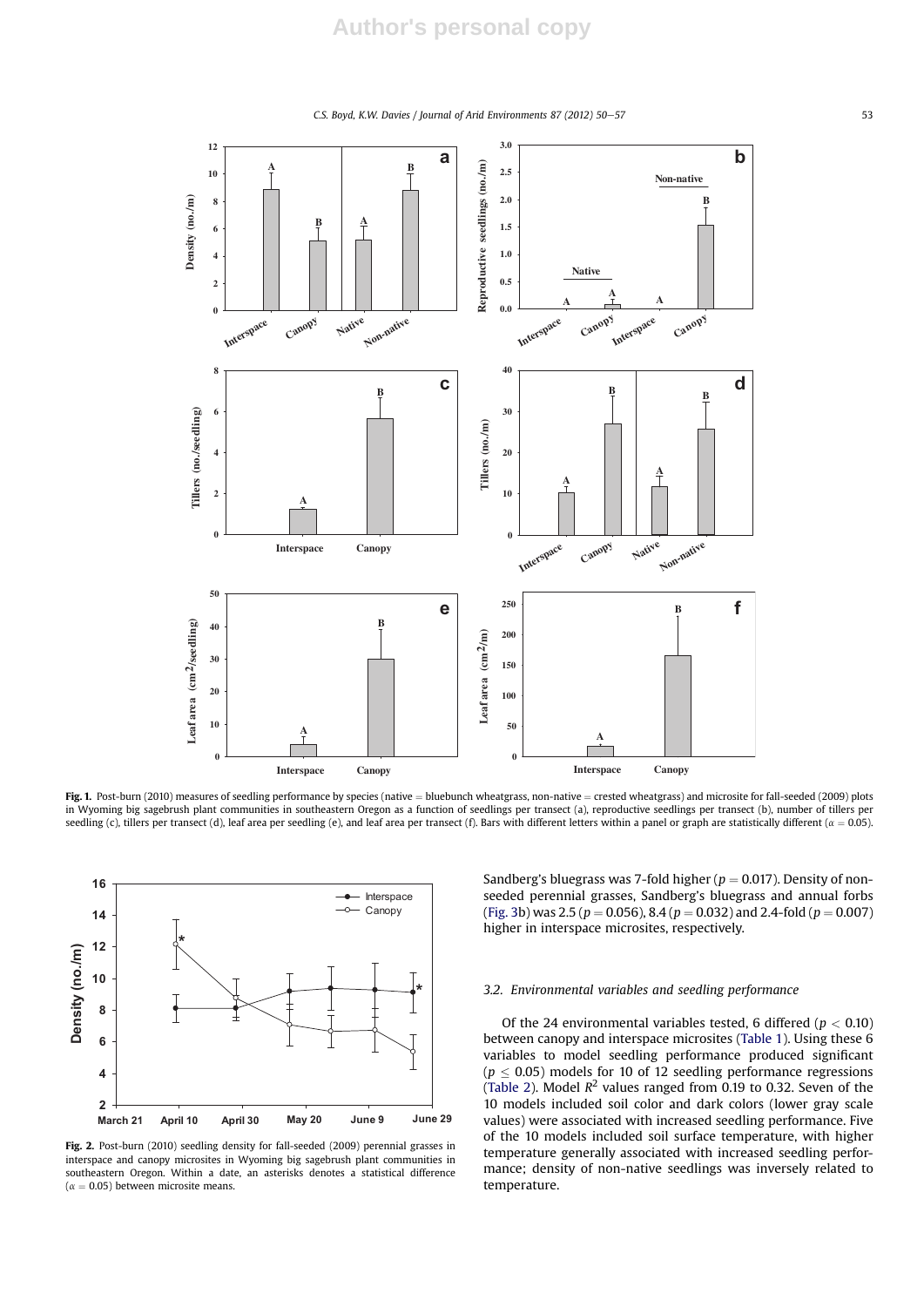a

12
10
8
6
4
2
0

Density (no./m)

A
B
A
B

Interspace
Canopy
Native
Non-native

b

3.0
2.5
2.0
1.5
1.0
0.5
0.0

Reproductive seedlings (no./m)

Native
Non-native

A
A
A
B

Interspace
Canopy
Interspace
Canopy

c

8
6
4
2
0

Tillers (no./seedling)

A
B

Interspace
Canopy

d

40
30
20
10
0

Tillers (no./m)

A
B
A
B

Interspace
Canopy
Native
Non-native

e

50
40
30
20
10
0

Leaf area (cm$^2$/seedling)

A
B

Interspace
Canopy

f

250
200
150
100
50
0

Leaf area (cm$^2$/m)

A
B

Interspace
Canopy

**Fig. 1.** Post-burn (2010) measures of seedling performance by species (native = bluebunch wheatgrass, non-native = crested wheatgrass) and microsite for fall-seeded (2009) plots in Wyoming big sagebrush plant communities in southeastern Oregon as a function of seedlings per transect (a), reproductive seedlings per transect (b), number of tillers per seedling (c), tillers per transect (d), leaf area per seedling (e), and leaf area per transect (f). Bars with different letters within a panel or graph are statistically different ($\alpha = 0.05$).

16
14
12
10
8
6
4
2

Density (no./m)

Interspace
Canopy

*
*

March 21
April 10
April 30
May 20
June 9
June 29

**Fig. 2.** Post-burn (2010) seedling density for fall-seeded (2009) perennial grasses in interspace and canopy microsites in Wyoming big sagebrush plant communities in southeastern Oregon. Within a date, an asterisks denotes a statistical difference ($\alpha = 0.05$) between microsite means.

Sandberg's bluegrass was 7-fold higher ($p = 0.017$). Density of non-seeded perennial grasses, Sandberg's bluegrass and annual forbs (Fig. 3b) was 2.5 ($p = 0.056$), 8.4 ($p = 0.032$) and 2.4-fold ($p = 0.007$) higher in interspace microsites, respectively.

### 3.2. Environmental variables and seedling performance

Of the 24 environmental variables tested, 6 differed ($p < 0.10$) between canopy and interspace microsites (Table 1). Using these 6 variables to model seedling performance produced significant ($p \leq 0.05$) models for 10 of 12 seedling performance regressions (Table 2). Model $R^2$ values ranged from 0.19 to 0.32. Seven of the 10 models included soil color and dark colors (lower gray scale values) were associated with increased seedling performance. Five of the 10 models included soil surface temperature, with higher temperature generally associated with increased seedling performance; density of non-native seedlings was inversely related to temperature.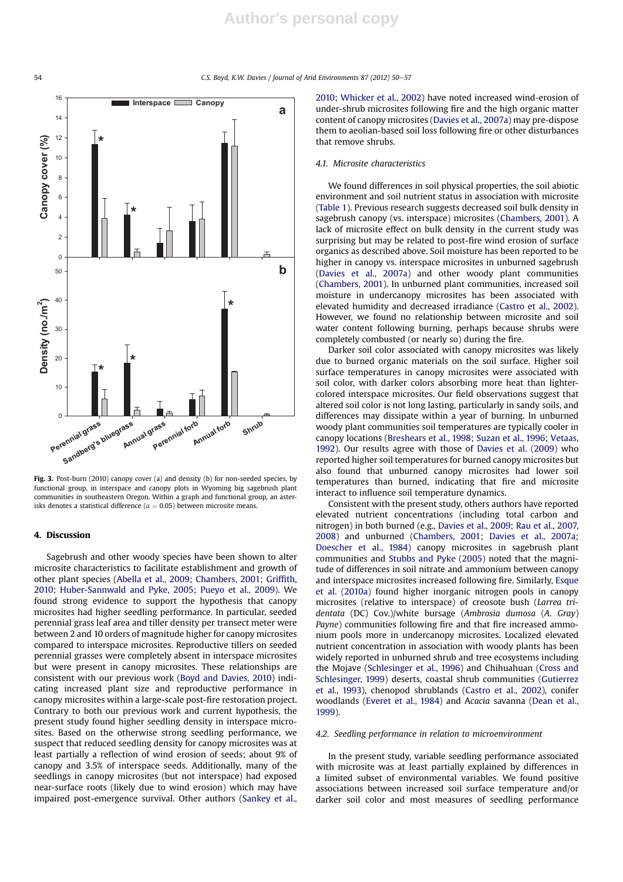**Fig. 3.** Post-burn (2010) canopy cover (a) and density (b) for non-seeded species, by functional group, in interspace and canopy plots in Wyoming big sagebrush plant communities in southeastern Oregon. Within a graph and functional group, an asterisks denotes a statistical difference ($\alpha$ = 0.05) between microsite means.

2010; Whicker et al., 2002) have noted increased wind-erosion of under-shrub microsites following fire and the high organic matter content of canopy microsites (Davies et al., 2007a) may pre-dispose them to aeolian-based soil loss following fire or other disturbances that remove shrubs.

## 4. Discussion

Sagebrush and other woody species have been shown to alter microsite characteristics to facilitate establishment and growth of other plant species (Abella et al., 2009; Chambers, 2001; Griffith, 2010; Huber-Sannwald and Pyke, 2005; Pueyo et al., 2009). We found strong evidence to support the hypothesis that canopy microsites had higher seedling performance. In particular, seeded perennial grass leaf area and tiller density per transect meter were between 2 and 10 orders of magnitude higher for canopy microsites compared to interspace microsites. Reproductive tillers on seeded perennial grasses were completely absent in interspace microsites but were present in canopy microsites. These relationships are consistent with our previous work (Boyd and Davies, 2010) indicating increased plant size and reproductive performance in canopy microsites within a large-scale post-fire restoration project. Contrary to both our previous work and current hypothesis, the present study found higher seedling density in interspace microsites. Based on the otherwise strong seedling performance, we suspect that reduced seedling density for canopy microsites was at least partially a reflection of wind erosion of seeds; about 9% of canopy and 3.5% of interspace seeds. Additionally, many of the seedlings in canopy microsites (but not interspace) had exposed near-surface roots (likely due to wind erosion) which may have impaired post-emergence survival. Other authors (Sankey et al.,

### 4.1. Microsite characteristics

We found differences in soil physical properties, the soil abiotic environment and soil nutrient status in association with microsite (Table 1). Previous research suggests decreased soil bulk density in sagebrush canopy (vs. interspace) microsites (Chambers, 2001). A lack of microsite effect on bulk density in the current study was surprising but may be related to post-fire wind erosion of surface organics as described above. Soil moisture has been reported to be higher in canopy vs. interspace microsites in unburned sagebrush (Davies et al., 2007a) and other woody plant communities (Chambers, 2001). In unburned plant communities, increased soil moisture in undercanopy microsites has been associated with elevated humidity and decreased irradiance (Castro et al., 2002). However, we found no relationship between microsite and soil water content following burning, perhaps because shrubs were completely combusted (or nearly so) during the fire.

Darker soil color associated with canopy microsites was likely due to burned organic materials on the soil surface. Higher soil surface temperatures in canopy microsites were associated with soil color, with darker colors absorbing more heat than lighter-colored interspace microsites. Our field observations suggest that altered soil color is not long lasting, particularly in sandy soils, and differences may dissipate within a year of burning. In unburned woody plant communities soil temperatures are typically cooler in canopy locations (Breshears et al., 1998; Suzan et al., 1996; Vetaas, 1992). Our results agree with those of Davies et al. (2009) who reported higher soil temperatures for burned canopy microsites but also found that unburned canopy microsites had lower soil temperatures than burned, indicating that fire and microsite interact to influence soil temperature dynamics.

Consistent with the present study, others authors have reported elevated nutrient concentrations (including total carbon and nitrogen) in both burned (e.g., Davies et al., 2009; Rau et al., 2007, 2008) and unburned (Chambers, 2001; Davies et al., 2007a; Doescher et al., 1984) canopy microsites in sagebrush plant communities and Stubbs and Pyke (2005) noted that the magnitude of differences in soil nitrate and ammonium between canopy and interspace microsites increased following fire. Similarly, Esque et al. (2010a) found higher inorganic nitrogen pools in canopy microsites (relative to interspace) of creosote bush (*Larrea tridentata* (DC) Cov.)/white bursage (*Ambrosia dumosa* (*A. Gray*) *Payne*) communities following fire and that fire increased ammonium pools more in undercanopy microsites. Localized elevated nutrient concentration in association with woody plants has been widely reported in unburned shrub and tree ecosystems including the Mojave (Schlesinger et al., 1996) and Chihuahuan (Cross and Schlesinger, 1999) deserts, coastal shrub communities (Gutierrez et al., 1993), chenopod shrublands (Castro et al., 2002), conifer woodlands (Everet et al., 1984) and *Acacia* savanna (Dean et al., 1999).

### 4.2. Seedling performance in relation to microenvironment

In the present study, variable seedling performance associated with microsite was at least partially explained by differences in a limited subset of environmental variables. We found positive associations between increased soil surface temperature and/or darker soil color and most measures of seedling performance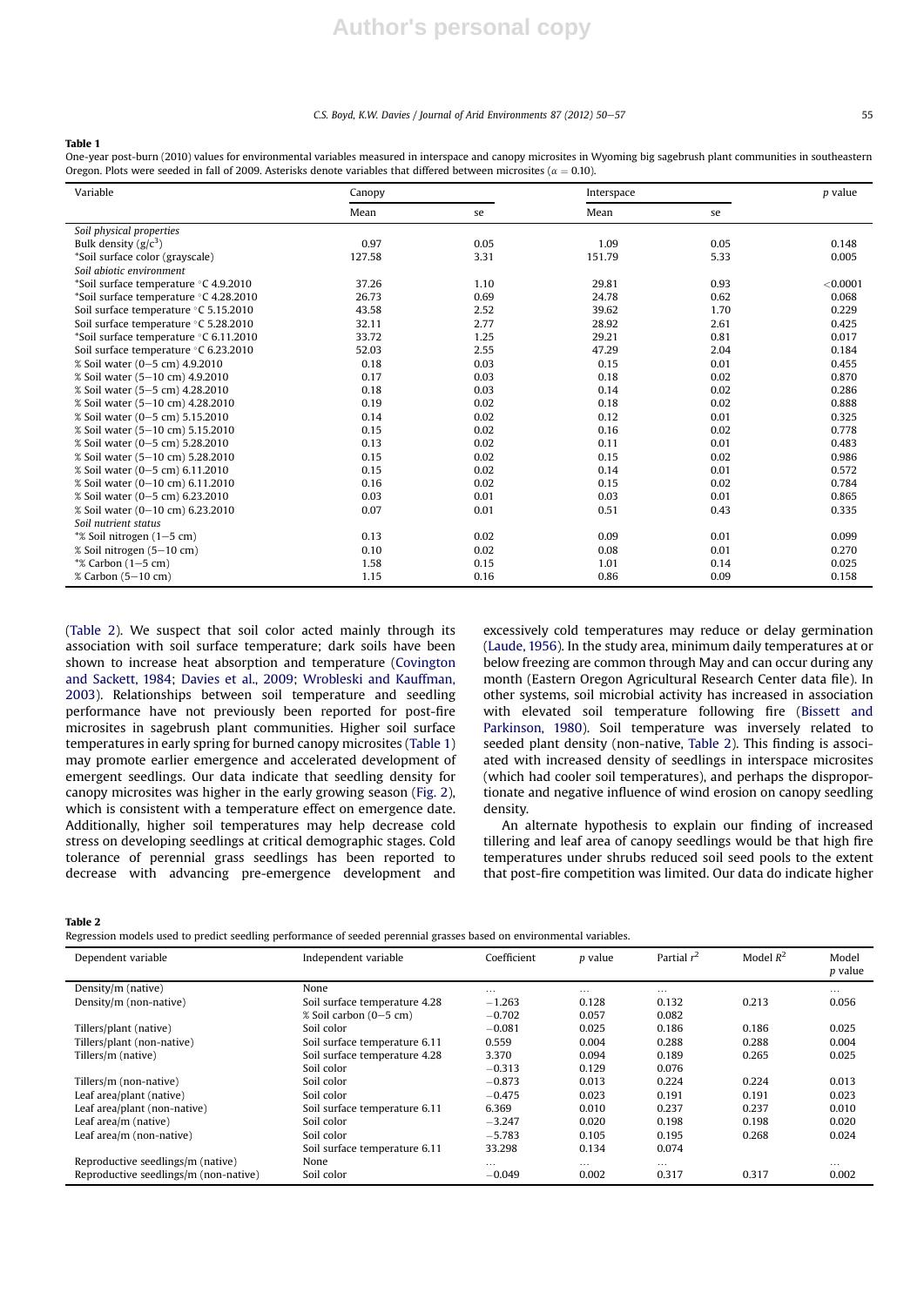**Table 1**

One-year post-burn (2010) values for environmental variables measured in interspace and canopy microsites in Wyoming big sagebrush plant communities in southeastern Oregon. Plots were seeded in fall of 2009. Asterisks denote variables that differed between microsites ($\alpha = 0.10$).

| Variable | Canopy | | Interspace | | p value |
|---|---|---|---|---|---|
| | Mean | se | Mean | se | |
| *Soil physical properties* | | | | | |
| Bulk density ($g/c^3$) | 0.97 | 0.05 | 1.09 | 0.05 | 0.148 |
| *Soil surface color (grayscale) | 127.58 | 3.31 | 151.79 | 5.33 | 0.005 |
| *Soil abiotic environment* | | | | | |
| *Soil surface temperature °C 4.9.2010 | 37.26 | 1.10 | 29.81 | 0.93 | <0.0001 |
| *Soil surface temperature °C 4.28.2010 | 26.73 | 0.69 | 24.78 | 0.62 | 0.068 |
| Soil surface temperature °C 5.15.2010 | 43.58 | 2.52 | 39.62 | 1.70 | 0.229 |
| Soil surface temperature °C 5.28.2010 | 32.11 | 2.77 | 28.92 | 2.61 | 0.425 |
| *Soil surface temperature °C 6.11.2010 | 33.72 | 1.25 | 29.21 | 0.81 | 0.017 |
| Soil surface temperature °C 6.23.2010 | 52.03 | 2.55 | 47.29 | 2.04 | 0.184 |
| % Soil water (0–5 cm) 4.9.2010 | 0.18 | 0.03 | 0.15 | 0.01 | 0.455 |
| % Soil water (5–10 cm) 4.9.2010 | 0.17 | 0.03 | 0.18 | 0.02 | 0.870 |
| % Soil water (5–5 cm) 4.28.2010 | 0.18 | 0.03 | 0.14 | 0.02 | 0.286 |
| % Soil water (5–10 cm) 4.28.2010 | 0.19 | 0.02 | 0.18 | 0.02 | 0.888 |
| % Soil water (0–5 cm) 5.15.2010 | 0.14 | 0.02 | 0.12 | 0.01 | 0.325 |
| % Soil water (5–10 cm) 5.15.2010 | 0.15 | 0.02 | 0.16 | 0.02 | 0.778 |
| % Soil water (0–5 cm) 5.28.2010 | 0.13 | 0.02 | 0.11 | 0.01 | 0.483 |
| % Soil water (5–10 cm) 5.28.2010 | 0.15 | 0.02 | 0.15 | 0.02 | 0.986 |
| % Soil water (0–5 cm) 6.11.2010 | 0.15 | 0.02 | 0.14 | 0.01 | 0.572 |
| % Soil water (0–10 cm) 6.11.2010 | 0.16 | 0.02 | 0.15 | 0.02 | 0.784 |
| % Soil water (0–5 cm) 6.23.2010 | 0.03 | 0.01 | 0.03 | 0.01 | 0.865 |
| % Soil water (0–10 cm) 6.23.2010 | 0.07 | 0.01 | 0.51 | 0.43 | 0.335 |
| *Soil nutrient status* | | | | | |
| *% Soil nitrogen (1–5 cm) | 0.13 | 0.02 | 0.09 | 0.01 | 0.099 |
| % Soil nitrogen (5–10 cm) | 0.10 | 0.02 | 0.08 | 0.01 | 0.270 |
| *% Carbon (1–5 cm) | 1.58 | 0.15 | 1.01 | 0.14 | 0.025 |
| % Carbon (5–10 cm) | 1.15 | 0.16 | 0.86 | 0.09 | 0.158 |

(Table 2). We suspect that soil color acted mainly through its association with soil surface temperature; dark soils have been shown to increase heat absorption and temperature (Covington and Sackett, 1984; Davies et al., 2009; Wrobleski and Kauffman, 2003). Relationships between soil temperature and seedling performance have not previously been reported for post-fire microsites in sagebrush plant communities. Higher soil surface temperatures in early spring for burned canopy microsites (Table 1) may promote earlier emergence and accelerated development of emergent seedlings. Our data indicate that seedling density for canopy microsites was higher in the early growing season (Fig. 2), which is consistent with a temperature effect on emergence date. Additionally, higher soil temperatures may help decrease cold stress on developing seedlings at critical demographic stages. Cold tolerance of perennial grass seedlings has been reported to decrease with advancing pre-emergence development and excessively cold temperatures may reduce or delay germination (Laude, 1956). In the study area, minimum daily temperatures at or below freezing are common through May and can occur during any month (Eastern Oregon Agricultural Research Center data file). In other systems, soil microbial activity has increased in association with elevated soil temperature following fire (Bissett and Parkinson, 1980). Soil temperature was inversely related to seeded plant density (non-native, Table 2). This finding is associated with increased density of seedlings in interspace microsites (which had cooler soil temperatures), and perhaps the disproportionate and negative influence of wind erosion on canopy seedling density.

An alternate hypothesis to explain our finding of increased tillering and leaf area of canopy seedlings would be that high fire temperatures under shrubs reduced soil seed pools to the extent that post-fire competition was limited. Our data do indicate higher

**Table 2**

Regression models used to predict seedling performance of seeded perennial grasses based on environmental variables.

| Dependent variable | Independent variable | Coefficient | p value | Partial $r^2$ | Model $R^2$ | Model p value |
|---|---|---|---|---|---|---|
| Density/m (native) | None | ... | ... | ... | | ... |
| Density/m (non-native) | Soil surface temperature 4.28 | −1.263 | 0.128 | 0.132 | 0.213 | 0.056 |
| | % Soil carbon (0–5 cm) | −0.702 | 0.057 | 0.082 | | |
| Tillers/plant (native) | Soil color | −0.081 | 0.025 | 0.186 | 0.186 | 0.025 |
| Tillers/plant (non-native) | Soil surface temperature 6.11 | 0.559 | 0.004 | 0.288 | 0.288 | 0.004 |
| Tillers/m (native) | Soil surface temperature 4.28 | 3.370 | 0.094 | 0.189 | 0.265 | 0.025 |
| | Soil color | −0.313 | 0.129 | 0.076 | | |
| Tillers/m (non-native) | Soil color | −0.873 | 0.013 | 0.224 | 0.224 | 0.013 |
| Leaf area/plant (native) | Soil color | −0.475 | 0.023 | 0.191 | 0.191 | 0.023 |
| Leaf area/plant (non-native) | Soil surface temperature 6.11 | 6.369 | 0.010 | 0.237 | 0.237 | 0.010 |
| Leaf area/m (native) | Soil color | −3.247 | 0.020 | 0.198 | 0.198 | 0.020 |
| Leaf area/m (non-native) | Soil color | −5.783 | 0.105 | 0.195 | 0.268 | 0.024 |
| | Soil surface temperature 6.11 | 33.298 | 0.134 | 0.074 | | |
| Reproductive seedlings/m (native) | None | ... | ... | ... | | ... |
| Reproductive seedlings/m (non-native) | Soil color | −0.049 | 0.002 | 0.317 | 0.317 | 0.002 |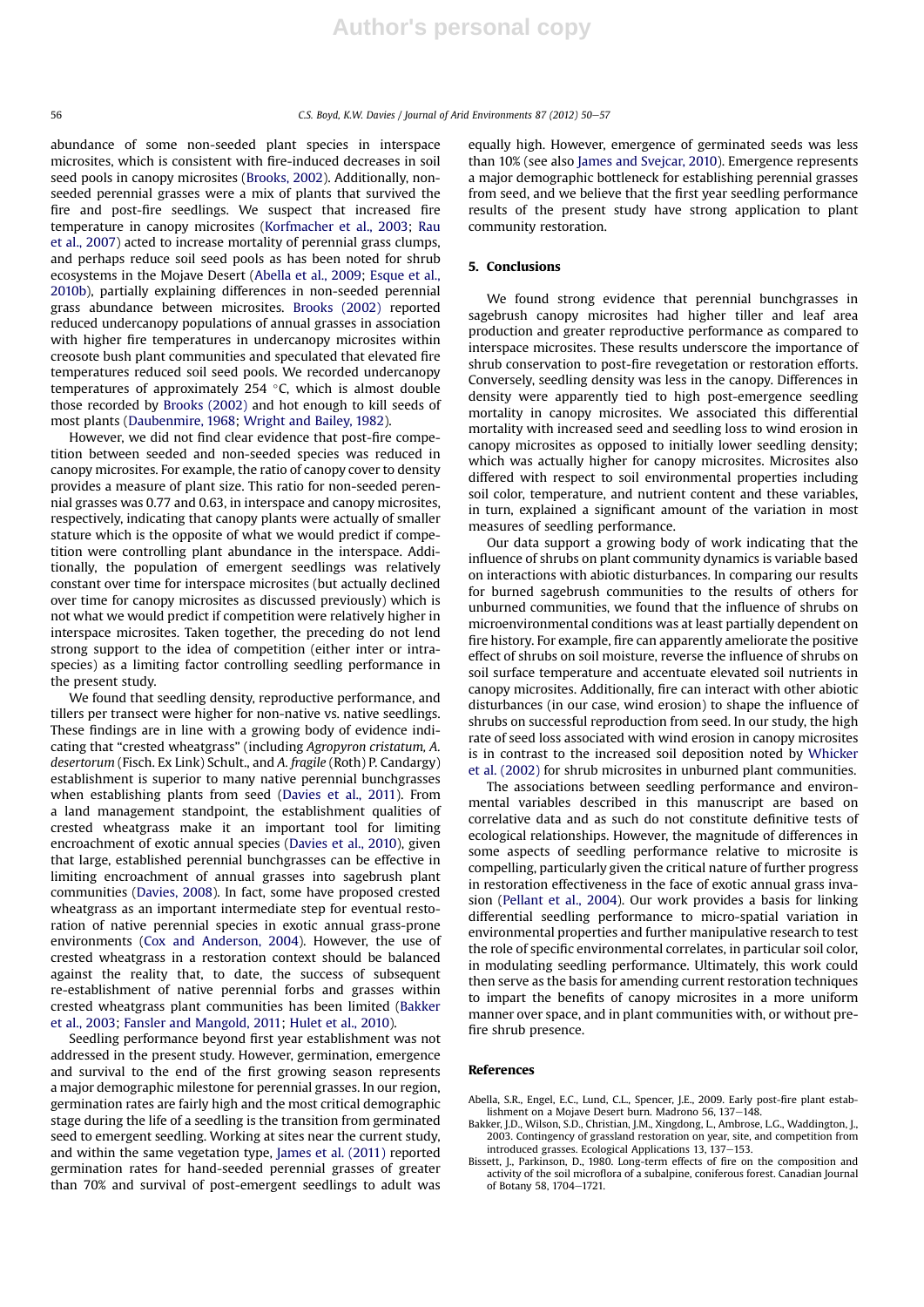abundance of some non-seeded plant species in interspace microsites, which is consistent with fire-induced decreases in soil seed pools in canopy microsites (Brooks, 2002). Additionally, non-seeded perennial grasses were a mix of plants that survived the fire and post-fire seedlings. We suspect that increased fire temperature in canopy microsites (Korfmacher et al., 2003; Rau et al., 2007) acted to increase mortality of perennial grass clumps, and perhaps reduce soil seed pools as has been noted for shrub ecosystems in the Mojave Desert (Abella et al., 2009; Esque et al., 2010b), partially explaining differences in non-seeded perennial grass abundance between microsites. Brooks (2002) reported reduced undercanopy populations of annual grasses in association with higher fire temperatures in undercanopy microsites within creosote bush plant communities and speculated that elevated fire temperatures reduced soil seed pools. We recorded undercanopy temperatures of approximately 254 °C, which is almost double those recorded by Brooks (2002) and hot enough to kill seeds of most plants (Daubenmire, 1968; Wright and Bailey, 1982).

However, we did not find clear evidence that post-fire competition between seeded and non-seeded species was reduced in canopy microsites. For example, the ratio of canopy cover to density provides a measure of plant size. This ratio for non-seeded perennial grasses was 0.77 and 0.63, in interspace and canopy microsites, respectively, indicating that canopy plants were actually of smaller stature which is the opposite of what we would predict if competition were controlling plant abundance in the interspace. Additionally, the population of emergent seedlings was relatively constant over time for interspace microsites (but actually declined over time for canopy microsites as discussed previously) which is not what we would predict if competition were relatively higher in interspace microsites. Taken together, the preceding do not lend strong support to the idea of competition (either inter or intra-species) as a limiting factor controlling seedling performance in the present study.

We found that seedling density, reproductive performance, and tillers per transect were higher for non-native vs. native seedlings. These findings are in line with a growing body of evidence indicating that "crested wheatgrass" (including *Agropyron cristatum*, *A. desertorum* (Fisch. Ex Link) Schult., and *A. fragile* (Roth) P. Candargy) establishment is superior to many native perennial bunchgrasses when establishing plants from seed (Davies et al., 2011). From a land management standpoint, the establishment qualities of crested wheatgrass make it an important tool for limiting encroachment of exotic annual species (Davies et al., 2010), given that large, established perennial bunchgrasses can be effective in limiting encroachment of annual grasses into sagebrush plant communities (Davies, 2008). In fact, some have proposed crested wheatgrass as an important intermediate step for eventual restoration of native perennial species in exotic annual grass-prone environments (Cox and Anderson, 2004). However, the use of crested wheatgrass in a restoration context should be balanced against the reality that, to date, the success of subsequent re-establishment of native perennial forbs and grasses within crested wheatgrass plant communities has been limited (Bakker et al., 2003; Fansler and Mangold, 2011; Hulet et al., 2010).

Seedling performance beyond first year establishment was not addressed in the present study. However, germination, emergence and survival to the end of the first growing season represents a major demographic milestone for perennial grasses. In our region, germination rates are fairly high and the most critical demographic stage during the life of a seedling is the transition from germinated seed to emergent seedling. Working at sites near the current study, and within the same vegetation type, James et al. (2011) reported germination rates for hand-seeded perennial grasses of greater than 70% and survival of post-emergent seedlings to adult was equally high. However, emergence of germinated seeds was less than 10% (see also James and Svejcar, 2010). Emergence represents a major demographic bottleneck for establishing perennial grasses from seed, and we believe that the first year seedling performance results of the present study have strong application to plant community restoration.

## 5. Conclusions

We found strong evidence that perennial bunchgrasses in sagebrush canopy microsites had higher tiller and leaf area production and greater reproductive performance as compared to interspace microsites. These results underscore the importance of shrub conservation to post-fire revegetation or restoration efforts. Conversely, seedling density was less in the canopy. Differences in density were apparently tied to high post-emergence seedling mortality in canopy microsites. We associated this differential mortality with increased seed and seedling loss to wind erosion in canopy microsites as opposed to initially lower seedling density; which was actually higher for canopy microsites. Microsites also differed with respect to soil environmental properties including soil color, temperature, and nutrient content and these variables, in turn, explained a significant amount of the variation in most measures of seedling performance.

Our data support a growing body of work indicating that the influence of shrubs on plant community dynamics is variable based on interactions with abiotic disturbances. In comparing our results for burned sagebrush communities to the results of others for unburned communities, we found that the influence of shrubs on microenvironmental conditions was at least partially dependent on fire history. For example, fire can apparently ameliorate the positive effect of shrubs on soil moisture, reverse the influence of shrubs on soil surface temperature and accentuate elevated soil nutrients in canopy microsites. Additionally, fire can interact with other abiotic disturbances (in our case, wind erosion) to shape the influence of shrubs on successful reproduction from seed. In our study, the high rate of seed loss associated with wind erosion in canopy microsites is in contrast to the increased soil deposition noted by Whicker et al. (2002) for shrub microsites in unburned plant communities.

The associations between seedling performance and environmental variables described in this manuscript are based on correlative data and as such do not constitute definitive tests of ecological relationships. However, the magnitude of differences in some aspects of seedling performance relative to microsite is compelling, particularly given the critical nature of further progress in restoration effectiveness in the face of exotic annual grass invasion (Pellant et al., 2004). Our work provides a basis for linking differential seedling performance to micro-spatial variation in environmental properties and further manipulative research to test the role of specific environmental correlates, in particular soil color, in modulating seedling performance. Ultimately, this work could then serve as the basis for amending current restoration techniques to impart the benefits of canopy microsites in a more uniform manner over space, and in plant communities with, or without pre-fire shrub presence.

## References

Abella, S.R., Engel, E.C., Lund, C.L., Spencer, J.E., 2009. Early post-fire plant establishment on a Mojave Desert burn. Madrono 56, 137–148.

Bakker, J.D., Wilson, S.D., Christian, J.M., Xingdong, L., Ambrose, L.G., Waddington, J., 2003. Contingency of grassland restoration on year, site, and competition from introduced grasses. Ecological Applications 13, 137–153.

Bissett, J., Parkinson, D., 1980. Long-term effects of fire on the composition and activity of the soil microflora of a subalpine, coniferous forest. Canadian Journal of Botany 58, 1704–1721.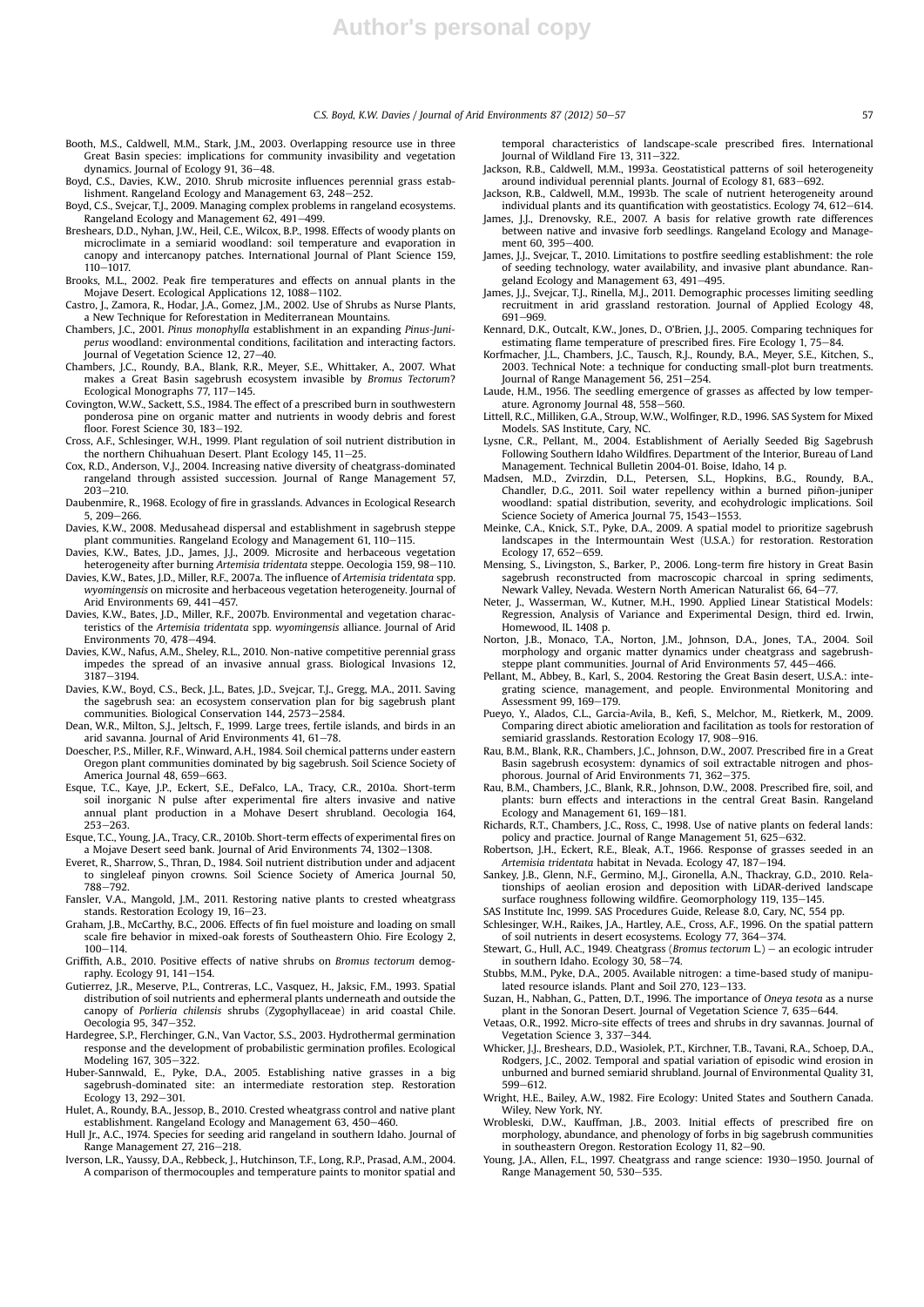Booth, M.S., Caldwell, M.M., Stark, J.M., 2003. Overlapping resource use in three Great Basin species: implications for community invasibility and vegetation dynamics. Journal of Ecology 91, 36–48.

Boyd, C.S., Davies, K.W., 2010. Shrub microsite influences perennial grass establishment. Rangeland Ecology and Management 63, 248–252.

Boyd, C.S., Svejcar, T.J., 2009. Managing complex problems in rangeland ecosystems. Rangeland Ecology and Management 62, 491–499.

Breshears, D.D., Nyhan, J.W., Heil, C.E., Wilcox, B.P., 1998. Effects of woody plants on microclimate in a semiarid woodland: soil temperature and evaporation in canopy and intercanopy patches. International Journal of Plant Science 159, 110–1017.

Brooks, M.L., 2002. Peak fire temperatures and effects on annual plants in the Mojave Desert. Ecological Applications 12, 1088–1102.

Castro, J., Zamora, R., Hodar, J.A., Gomez, J.M., 2002. Use of Shrubs as Nurse Plants, a New Technique for Reforestation in Mediterranean Mountains.

Chambers, J.C., 2001. *Pinus monophylla* establishment in an expanding *Pinus-Juniperus* woodland: environmental conditions, facilitation and interacting factors. Journal of Vegetation Science 12, 27–40.

Chambers, J.C., Roundy, B.A., Blank, R.R., Meyer, S.E., Whittaker, A., 2007. What makes a Great Basin sagebrush ecosystem invasible by *Bromus Tectorum*? Ecological Monographs 77, 117–145.

Covington, W.W., Sackett, S.S., 1984. The effect of a prescribed burn in southwestern ponderosa pine on organic matter and nutrients in woody debris and forest floor. Forest Science 30, 183–192.

Cross, A.F., Schlesinger, W.H., 1999. Plant regulation of soil nutrient distribution in the northern Chihuahuan Desert. Plant Ecology 145, 11–25.

Cox, R.D., Anderson, V.J., 2004. Increasing native diversity of cheatgrass-dominated rangeland through assisted succession. Journal of Range Management 57, 203–210.

Daubenmire, R., 1968. Ecology of fire in grasslands. Advances in Ecological Research 5, 209–266.

Davies, K.W., 2008. Medusahead dispersal and establishment in sagebrush steppe plant communities. Rangeland Ecology and Management 61, 110–115.

Davies, K.W., Bates, J.D., James, J.J., 2009. Microsite and herbaceous vegetation heterogeneity after burning *Artemisia tridentata* steppe. Oecologia 159, 98–110.

Davies, K.W., Bates, J.D., Miller, R.F., 2007a. The influence of *Artemisia tridentata* spp. *wyomingensis* on microsite and herbaceous vegetation heterogeneity. Journal of Arid Environments 69, 441–457.

Davies, K.W., Bates, J.D., Miller, R.F., 2007b. Environmental and vegetation characteristics of the *Artemisia tridentata* spp. *wyomingensis* alliance. Journal of Arid Environments 70, 478–494.

Davies, K.W., Nafus, A.M., Sheley, R.L., 2010. Non-native competitive perennial grass impedes the spread of an invasive annual grass. Biological Invasions 12, 3187–3194.

Davies, K.W., Boyd, C.S., Beck, J.L., Bates, J.D., Svejcar, T.J., Gregg, M.A., 2011. Saving the sagebrush sea: an ecosystem conservation plan for big sagebrush plant communities. Biological Conservation 144, 2573–2584.

Dean, W.R., Milton, S.J., Jeltsch, F., 1999. Large trees, fertile islands, and birds in an arid savanna. Journal of Arid Environments 41, 61–78.

Doescher, P.S., Miller, R.F., Winward, A.H., 1984. Soil chemical patterns under eastern Oregon plant communities dominated by big sagebrush. Soil Science Society of America Journal 48, 659–663.

Esque, T.C., Kaye, J.P., Eckert, S.E., DeFalco, L.A., Tracy, C.R., 2010a. Short-term soil inorganic N pulse after experimental fire alters invasive and native annual plant production in a Mohave Desert shrubland. Oecologia 164, 253–263.

Esque, T.C., Young, J.A., Tracy, C.R., 2010b. Short-term effects of experimental fires on a Mojave Desert seed bank. Journal of Arid Environments 74, 1302–1308.

Everet, R., Sharrow, S., Thran, D., 1984. Soil nutrient distribution under and adjacent to singleleaf pinyon crowns. Soil Science Society of America Journal 50, 788–792.

Fansler, V.A., Mangold, J.M., 2011. Restoring native plants to crested wheatgrass stands. Restoration Ecology 19, 16–23.

Graham, J.B., McCarthy, B.C., 2006. Effects of fin fuel moisture and loading on small scale fire behavior in mixed-oak forests of Southeastern Ohio. Fire Ecology 2, 100–114.

Griffith, A.B., 2010. Positive effects of native shrubs on *Bromus tectorum* demography. Ecology 91, 141–154.

Gutierrez, J.R., Meserve, P.L., Contreras, L.C., Vasquez, H., Jaksic, F.M., 1993. Spatial distribution of soil nutrients and ephermeral plants underneath and outside the canopy of *Porlieria chilensis* shrubs (Zygophyllaceae) in arid coastal Chile. Oecologia 95, 347–352.

Hardegree, S.P., Flerchinger, G.N., Van Vactor, S.S., 2003. Hydrothermal germination response and the development of probabilistic germination profiles. Ecological Modeling 167, 305–322.

Huber-Sannwald, E., Pyke, D.A., 2005. Establishing native grasses in a big sagebrush-dominated site: an intermediate restoration step. Restoration Ecology 13, 292–301.

Hulet, A., Roundy, B.A., Jessop, B., 2010. Crested wheatgrass control and native plant establishment. Rangeland Ecology and Management 63, 450–460.

Hull Jr., A.C., 1974. Species for seeding arid rangeland in southern Idaho. Journal of Range Management 27, 216–218.

Iverson, L.R., Yaussy, D.A., Rebbeck, J., Hutchinson, T.F., Long, R.P., Prasad, A.M., 2004. A comparison of thermocouples and temperature paints to monitor spatial and temporal characteristics of landscape-scale prescribed fires. International Journal of Wildland Fire 13, 311–322.

Jackson, R.B., Caldwell, M.M., 1993a. Geostatistical patterns of soil heterogeneity around individual perennial plants. Journal of Ecology 81, 683–692.

Jackson, R.B., Caldwell, M.M., 1993b. The scale of nutrient heterogeneity around individual plants and its quantification with geostatistics. Ecology 74, 612–614.

James, J.J., Drenovsky, R.E., 2007. A basis for relative growth rate differences between native and invasive forb seedlings. Rangeland Ecology and Management 60, 395–400.

James, J.J., Svejcar, T., 2010. Limitations to postfire seedling establishment: the role of seeding technology, water availability, and invasive plant abundance. Rangeland Ecology and Management 63, 491–495.

James, J.J., Svejcar, T.J., Rinella, M.J., 2011. Demographic processes limiting seedling recruitment in arid grassland restoration. Journal of Applied Ecology 48, 691–969.

Kennard, D.K., Outcalt, K.W., Jones, D., O'Brien, J.J., 2005. Comparing techniques for estimating flame temperature of prescribed fires. Fire Ecology 1, 75–84.

Korfmacher, J.L., Chambers, J.C., Tausch, R.J., Roundy, B.A., Meyer, S.E., Kitchen, S., 2003. Technical Note: a technique for conducting small-plot burn treatments. Journal of Range Management 56, 251–254.

Laude, H.M., 1956. The seedling emergence of grasses as affected by low temperature. Agronomy Journal 48, 558–560.

Littell, R.C., Milliken, G.A., Stroup, W.W., Wolfinger, R.D., 1996. SAS System for Mixed Models. SAS Institute, Cary, NC.

Lysne, C.R., Pellant, M., 2004. Establishment of Aerially Seeded Big Sagebrush Following Southern Idaho Wildfires. Department of the Interior, Bureau of Land Management. Technical Bulletin 2004-01. Boise, Idaho, 14 p.

Madsen, M.D., Zvirzdin, D.L., Petersen, S.L., Hopkins, B.G., Roundy, B.A., Chandler, D.G., 2011. Soil water repellency within a burned piñon-juniper woodland: spatial distribution, severity, and ecohydrologic implications. Soil Science Society of America Journal 75, 1543–1553.

Meinke, C.A., Knick, S.T., Pyke, D.A., 2009. A spatial model to prioritize sagebrush landscapes in the Intermountain West (U.S.A.) for restoration. Restoration Ecology 17, 652–659.

Mensing, S., Livingston, S., Barker, P., 2006. Long-term fire history in Great Basin sagebrush reconstructed from macroscopic charcoal in spring sediments, Newark Valley, Nevada. Western North American Naturalist 66, 64–77.

Neter, J., Wasserman, W., Kutner, M.H., 1990. Applied Linear Statistical Models: Regression, Analysis of Variance and Experimental Design, third ed. Irwin, Homewood, IL. 1408 p.

Norton, J.B., Monaco, T.A., Norton, J.M., Johnson, D.A., Jones, T.A., 2004. Soil morphology and organic matter dynamics under cheatgrass and sagebrush-steppe plant communities. Journal of Arid Environments 57, 445–466.

Pellant, M., Abbey, B., Karl, S., 2004. Restoring the Great Basin desert, U.S.A.: integrating science, management, and people. Environmental Monitoring and Assessment 99, 169–179.

Pueyo, Y., Alados, C.L., Garcia-Avila, B., Kefi, S., Melchor, M., Rietkerk, M., 2009. Comparing direct abiotic amelioration and facilitation as tools for restoration of semiarid grasslands. Restoration Ecology 17, 908–916.

Rau, B.M., Blank, R.R., Chambers, J.C., Johnson, D.W., 2007. Prescribed fire in a Great Basin sagebrush ecosystem: dynamics of soil extractable nitrogen and phosphorous. Journal of Arid Environments 71, 362–375.

Rau, B.M., Chambers, J.C., Blank, R.R., Johnson, D.W., 2008. Prescribed fire, soil, and plants: burn effects and interactions in the central Great Basin. Rangeland Ecology and Management 61, 169–181.

Richards, R.T., Chambers, J.C., Ross, C., 1998. Use of native plants on federal lands: policy and practice. Journal of Range Management 51, 625–632.

Robertson, J.H., Eckert, R.E., Bleak, A.T., 1966. Response of grasses seeded in an *Artemisia tridentata* habitat in Nevada. Ecology 47, 187–194.

Sankey, J.B., Glenn, N.F., Germino, M.J., Gironella, A.N., Thackray, G.D., 2010. Relationships of aeolian erosion and deposition with LiDAR-derived landscape surface roughness following wildfire. Geomorphology 119, 135–145.

SAS Institute Inc, 1999. SAS Procedures Guide, Release 8.0, Cary, NC, 554 pp.

Schlesinger, W.H., Raikes, J.A., Hartley, A.E., Cross, A.F., 1996. On the spatial pattern of soil nutrients in desert ecosystems. Ecology 77, 364–374.

Stewart, G., Hull, A.C., 1949. Cheatgrass (*Bromus tectorum* L.) – an ecologic intruder in southern Idaho. Ecology 30, 58–74.

Stubbs, M.M., Pyke, D.A., 2005. Available nitrogen: a time-based study of manipulated resource islands. Plant and Soil 270, 123–133.

Suzan, H., Nabhan, G., Patten, D.T., 1996. The importance of *Oneya tesota* as a nurse plant in the Sonoran Desert. Journal of Vegetation Science 7, 635–644.

Vetaas, O.R., 1992. Micro-site effects of trees and shrubs in dry savannas. Journal of Vegetation Science 3, 337–344.

Whicker, J.J., Breshears, D.D., Wasiolek, P.T., Kirchner, T.B., Tavani, R.A., Schoep, D.A., Rodgers, J.C., 2002. Temporal and spatial variation of episodic wind erosion in unburned and burned semiarid shrubland. Journal of Environmental Quality 31, 599–612.

Wright, H.E., Bailey, A.W., 1982. Fire Ecology: United States and Southern Canada. Wiley, New York, NY.

Wrobleski, D.W., Kauffman, J.B., 2003. Initial effects of prescribed fire on morphology, abundance, and phenology of forbs in big sagebrush communities in southeastern Oregon. Restoration Ecology 11, 82–90.

Young, J.A., Allen, F.L., 1997. Cheatgrass and range science: 1930–1950. Journal of Range Management 50, 530–535.